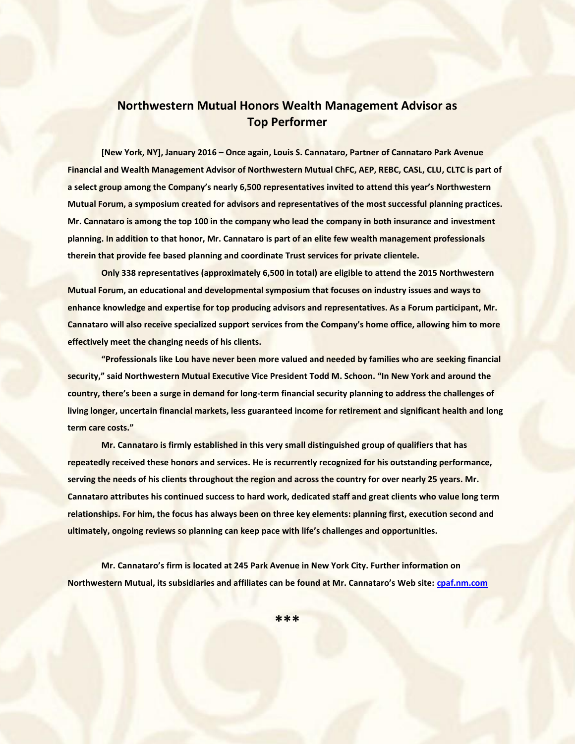# Northwestern Mutual Honors Wealth Management Advisor as Top Performer

**[New York, NY], January 2016 – Once again, Louis S. Cannataro, Partner of Cannataro Park Avenue Financial and Wealth Management Advisor of Northwestern Mutual ChFC, AEP, REBC, CASL, CLU, CLTC is part of a select group among the Company's nearly 6,500 representatives invited to attend this year's Northwestern Mutual Forum, a symposium created for advisors and representatives of the most successful planning practices. Mr. Cannataro is among the top 100 in the company who lead the company in both insurance and investment planning. In addition to that honor, Mr. Cannataro is part of an elite few wealth management professionals therein that provide fee based planning and coordinate Trust services for private clientele.**

**Only 338 representatives (approximately 6,500 in total) are eligible to attend the 2015 Northwestern Mutual Forum, an educational and developmental symposium that focuses on industry issues and ways to enhance knowledge and expertise for top producing advisors and representatives. As a Forum participant, Mr. Cannataro will also receive specialized support services from the Company's home office, allowing him to more effectively meet the changing needs of his clients.**

**"Professionals like Lou have never been more valued and needed by families who are seeking financial security," said Northwestern Mutual Executive Vice President Todd M. Schoon. "In New York and around the country, there's been a surge in demand for long-term financial security planning to address the challenges of living longer, uncertain financial markets, less guaranteed income for retirement and significant health and long term care costs."**

**Mr. Cannataro is firmly established in this very small distinguished group of qualifiers that has repeatedly received these honors and services. He is recurrently recognized for his outstanding performance, serving the needs of his clients throughout the region and across the country for over nearly 25 years. Mr. Cannataro attributes his continued success to hard work, dedicated staff and great clients who value long term relationships. For him, the focus has always been on three key elements: planning first, execution second and ultimately, ongoing reviews so planning can keep pace with life's challenges and opportunities.**

**Mr. Cannataro's firm is located at 245 Park Avenue in New York City. Further information on Northwestern Mutual, its subsidiaries and affiliates can be found at Mr. Cannataro's Web site: [cpaf.nm.com](cpaf.nm.com)**

***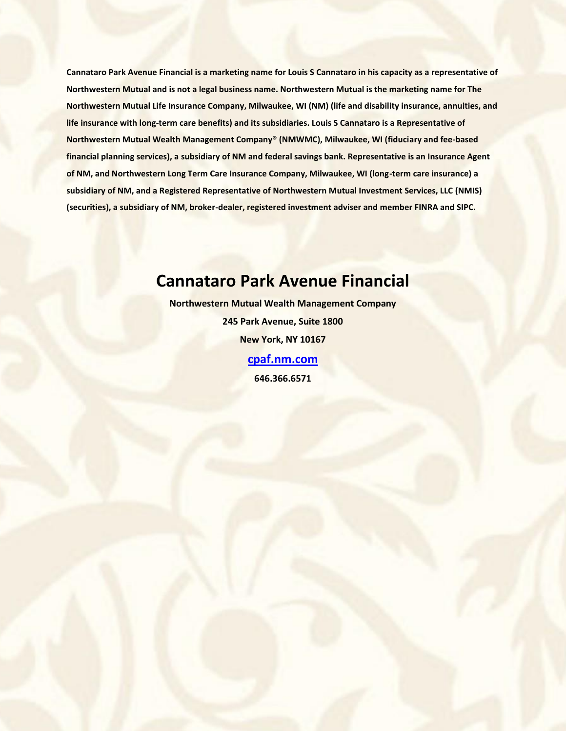**Cannataro Park Avenue Financial is a marketing name for Louis S Cannataro in his capacity as a representative of Northwestern Mutual and is not a legal business name. Northwestern Mutual is the marketing name for The Northwestern Mutual Life Insurance Company, Milwaukee, WI (NM) (life and disability insurance, annuities, and life insurance with long-term care benefits) and its subsidiaries. Louis S Cannataro is a Representative of Northwestern Mutual Wealth Management Company® (NMWMC), Milwaukee, WI (fiduciary and fee-based financial planning services), a subsidiary of NM and federal savings bank. Representative is an Insurance Agent of NM, and Northwestern Long Term Care Insurance Company, Milwaukee, WI (long-term care insurance) a subsidiary of NM, and a Registered Representative of Northwestern Mutual Investment Services, LLC (NMIS) (securities), a subsidiary of NM, broker-dealer, registered investment adviser and member FINRA and SIPC.**

# Cannataro Park Avenue Financial

**Northwestern Mutual Wealth Management Company**

**245 Park Avenue, Suite 1800**

**New York, NY 10167**

**cpaf.nm.com**

**646.366.6571**